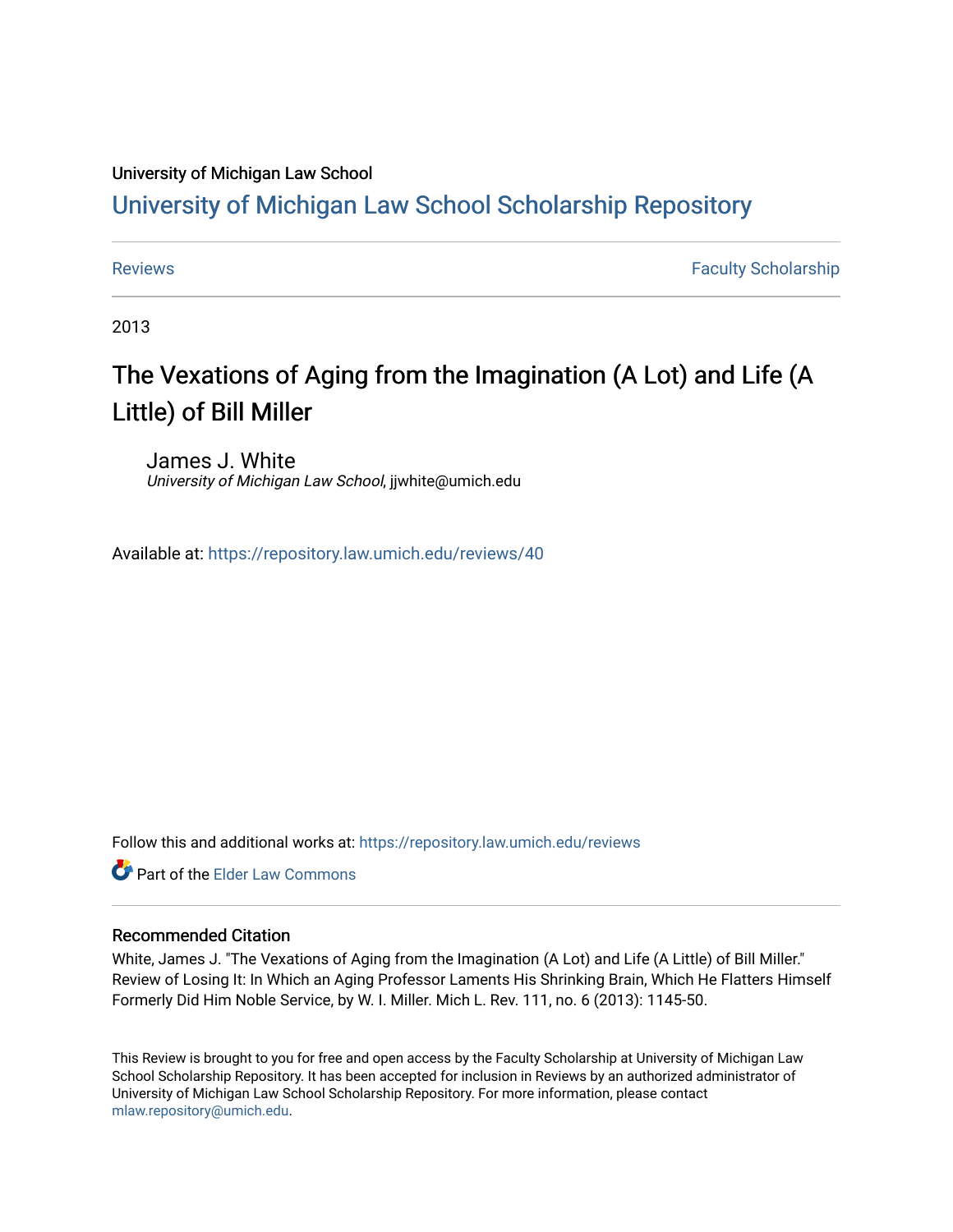University of Michigan Law School

# University of Michigan Law School Scholarship Repository

Reviews

Faculty Scholarship

2013

## The Vexations of Aging from the Imagination (A Lot) and Life (A Little) of Bill Miller

James J. White
*University of Michigan Law School*, jjwhite@umich.edu

Available at: https://repository.law.umich.edu/reviews/40

Follow this and additional works at: https://repository.law.umich.edu/reviews

Part of the Elder Law Commons

### Recommended Citation

White, James J. "The Vexations of Aging from the Imagination (A Lot) and Life (A Little) of Bill Miller." Review of Losing It: In Which an Aging Professor Laments His Shrinking Brain, Which He Flatters Himself Formerly Did Him Noble Service, by W. I. Miller. Mich L. Rev. 111, no. 6 (2013): 1145-50.

This Review is brought to you for free and open access by the Faculty Scholarship at University of Michigan Law School Scholarship Repository. It has been accepted for inclusion in Reviews by an authorized administrator of University of Michigan Law School Scholarship Repository. For more information, please contact mlaw.repository@umich.edu.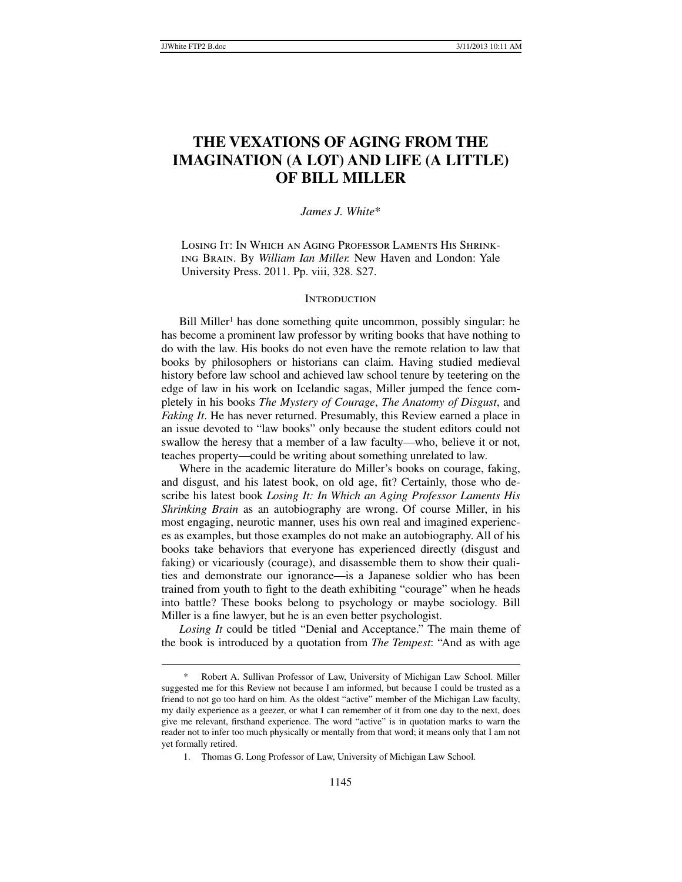# THE VEXATIONS OF AGING FROM THE IMAGINATION (A LOT) AND LIFE (A LITTLE) OF BILL MILLER

*James J. White**

LOSING IT: IN WHICH AN AGING PROFESSOR LAMENTS HIS SHRINKING BRAIN. By *William Ian Miller.* New Haven and London: Yale University Press. 2011. Pp. viii, 328. $27.

## INTRODUCTION

Bill Miller[1] has done something quite uncommon, possibly singular: he has become a prominent law professor by writing books that have nothing to do with the law. His books do not even have the remote relation to law that books by philosophers or historians can claim. Having studied medieval history before law school and achieved law school tenure by teetering on the edge of law in his work on Icelandic sagas, Miller jumped the fence completely in his books *The Mystery of Courage*, *The Anatomy of Disgust*, and *Faking It*. He has never returned. Presumably, this Review earned a place in an issue devoted to "law books" only because the student editors could not swallow the heresy that a member of a law faculty—who, believe it or not, teaches property—could be writing about something unrelated to law.

Where in the academic literature do Miller's books on courage, faking, and disgust, and his latest book, on old age, fit? Certainly, those who describe his latest book *Losing It: In Which an Aging Professor Laments His Shrinking Brain* as an autobiography are wrong. Of course Miller, in his most engaging, neurotic manner, uses his own real and imagined experiences as examples, but those examples do not make an autobiography. All of his books take behaviors that everyone has experienced directly (disgust and faking) or vicariously (courage), and disassemble them to show their qualities and demonstrate our ignorance—is a Japanese soldier who has been trained from youth to fight to the death exhibiting "courage" when he heads into battle? These books belong to psychology or maybe sociology. Bill Miller is a fine lawyer, but he is an even better psychologist.

*Losing It* could be titled "Denial and Acceptance." The main theme of the book is introduced by a quotation from *The Tempest*: "And as with age

---

\* Robert A. Sullivan Professor of Law, University of Michigan Law School. Miller suggested me for this Review not because I am informed, but because I could be trusted as a friend to not go too hard on him. As the oldest "active" member of the Michigan Law faculty, my daily experience as a geezer, or what I can remember of it from one day to the next, does give me relevant, firsthand experience. The word "active" is in quotation marks to warn the reader not to infer too much physically or mentally from that word; it means only that I am not yet formally retired.

1. Thomas G. Long Professor of Law, University of Michigan Law School.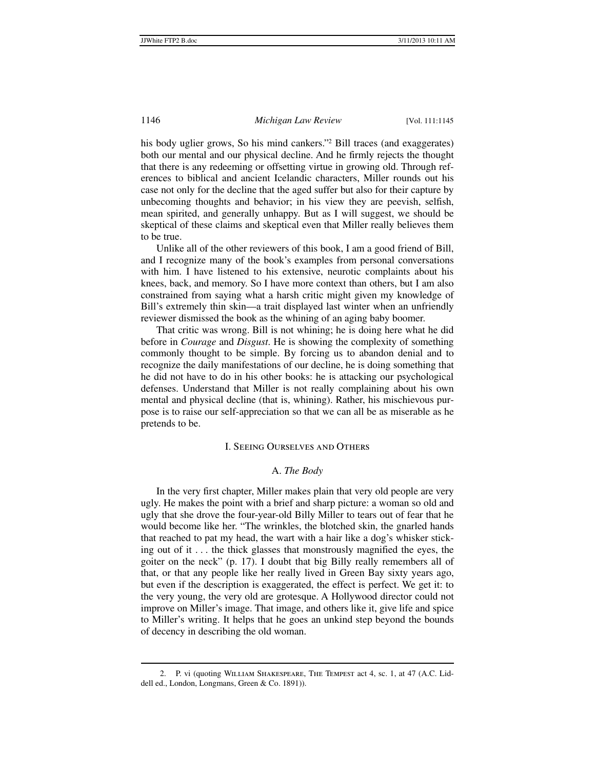his body uglier grows, So his mind cankers."[2] Bill traces (and exaggerates) both our mental and our physical decline. And he firmly rejects the thought that there is any redeeming or offsetting virtue in growing old. Through references to biblical and ancient Icelandic characters, Miller rounds out his case not only for the decline that the aged suffer but also for their capture by unbecoming thoughts and behavior; in his view they are peevish, selfish, mean spirited, and generally unhappy. But as I will suggest, we should be skeptical of these claims and skeptical even that Miller really believes them to be true.

Unlike all of the other reviewers of this book, I am a good friend of Bill, and I recognize many of the book's examples from personal conversations with him. I have listened to his extensive, neurotic complaints about his knees, back, and memory. So I have more context than others, but I am also constrained from saying what a harsh critic might given my knowledge of Bill's extremely thin skin—a trait displayed last winter when an unfriendly reviewer dismissed the book as the whining of an aging baby boomer.

That critic was wrong. Bill is not whining; he is doing here what he did before in *Courage* and *Disgust*. He is showing the complexity of something commonly thought to be simple. By forcing us to abandon denial and to recognize the daily manifestations of our decline, he is doing something that he did not have to do in his other books: he is attacking our psychological defenses. Understand that Miller is not really complaining about his own mental and physical decline (that is, whining). Rather, his mischievous purpose is to raise our self-appreciation so that we can all be as miserable as he pretends to be.

## I. Seeing Ourselves and Others

### A. *The Body*

In the very first chapter, Miller makes plain that very old people are very ugly. He makes the point with a brief and sharp picture: a woman so old and ugly that she drove the four-year-old Billy Miller to tears out of fear that he would become like her. "The wrinkles, the blotched skin, the gnarled hands that reached to pat my head, the wart with a hair like a dog's whisker sticking out of it . . . the thick glasses that monstrously magnified the eyes, the goiter on the neck" (p. 17). I doubt that big Billy really remembers all of that, or that any people like her really lived in Green Bay sixty years ago, but even if the description is exaggerated, the effect is perfect. We get it: to the very young, the very old are grotesque. A Hollywood director could not improve on Miller's image. That image, and others like it, give life and spice to Miller's writing. It helps that he goes an unkind step beyond the bounds of decency in describing the old woman.

2. P. vi (quoting William Shakespeare, The Tempest act 4, sc. 1, at 47 (A.C. Liddell ed., London, Longmans, Green & Co. 1891)).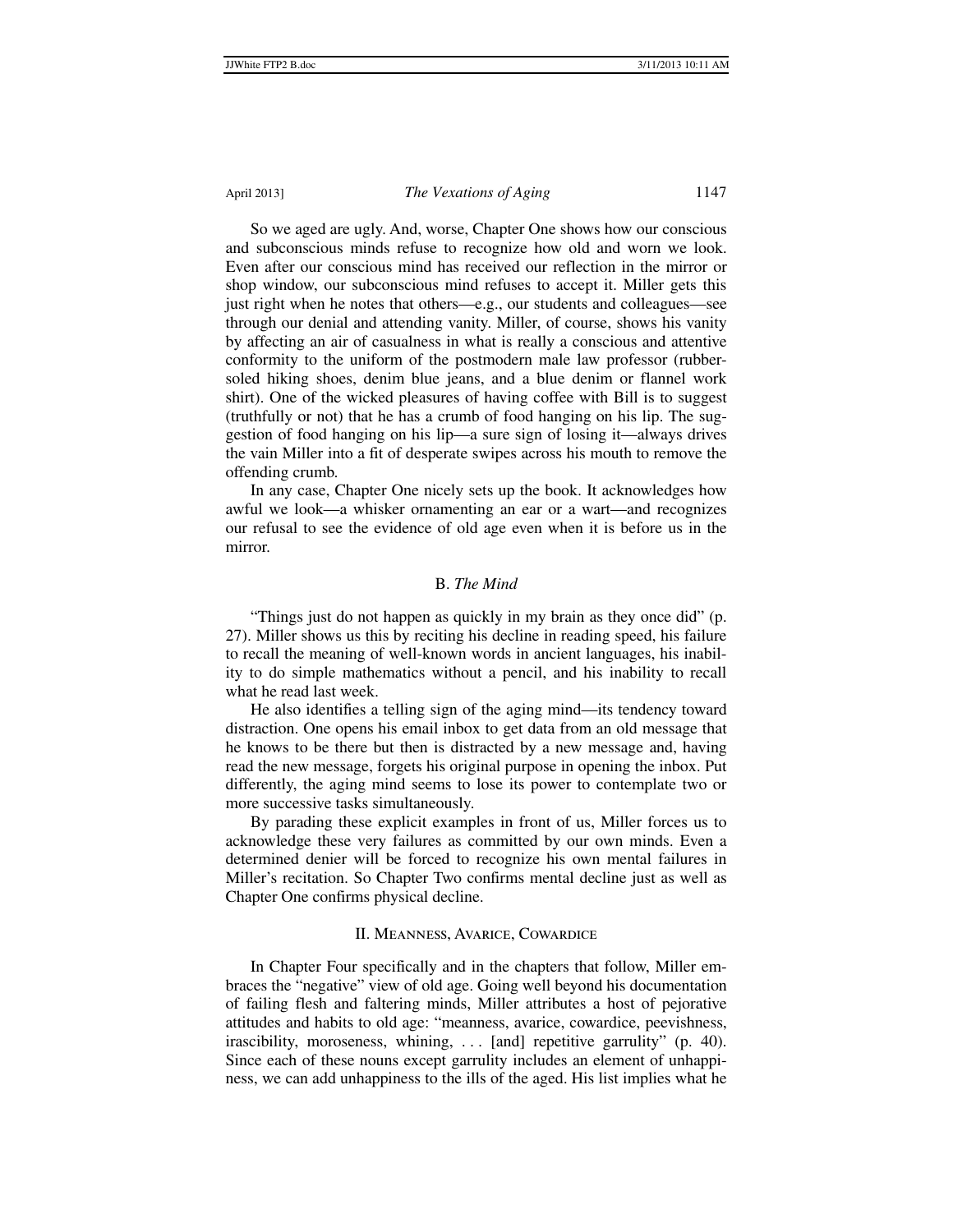So we aged are ugly. And, worse, Chapter One shows how our conscious and subconscious minds refuse to recognize how old and worn we look. Even after our conscious mind has received our reflection in the mirror or shop window, our subconscious mind refuses to accept it. Miller gets this just right when he notes that others—e.g., our students and colleagues—see through our denial and attending vanity. Miller, of course, shows his vanity by affecting an air of casualness in what is really a conscious and attentive conformity to the uniform of the postmodern male law professor (rubber-soled hiking shoes, denim blue jeans, and a blue denim or flannel work shirt). One of the wicked pleasures of having coffee with Bill is to suggest (truthfully or not) that he has a crumb of food hanging on his lip. The suggestion of food hanging on his lip—a sure sign of losing it—always drives the vain Miller into a fit of desperate swipes across his mouth to remove the offending crumb.

In any case, Chapter One nicely sets up the book. It acknowledges how awful we look—a whisker ornamenting an ear or a wart—and recognizes our refusal to see the evidence of old age even when it is before us in the mirror.

### B. *The Mind*

"Things just do not happen as quickly in my brain as they once did" (p. 27). Miller shows us this by reciting his decline in reading speed, his failure to recall the meaning of well-known words in ancient languages, his inability to do simple mathematics without a pencil, and his inability to recall what he read last week.

He also identifies a telling sign of the aging mind—its tendency toward distraction. One opens his email inbox to get data from an old message that he knows to be there but then is distracted by a new message and, having read the new message, forgets his original purpose in opening the inbox. Put differently, the aging mind seems to lose its power to contemplate two or more successive tasks simultaneously.

By parading these explicit examples in front of us, Miller forces us to acknowledge these very failures as committed by our own minds. Even a determined denier will be forced to recognize his own mental failures in Miller's recitation. So Chapter Two confirms mental decline just as well as Chapter One confirms physical decline.

## II. Meanness, Avarice, Cowardice

In Chapter Four specifically and in the chapters that follow, Miller embraces the "negative" view of old age. Going well beyond his documentation of failing flesh and faltering minds, Miller attributes a host of pejorative attitudes and habits to old age: "meanness, avarice, cowardice, peevishness, irascibility, moroseness, whining, . . . [and] repetitive garrulity" (p. 40). Since each of these nouns except garrulity includes an element of unhappiness, we can add unhappiness to the ills of the aged. His list implies what he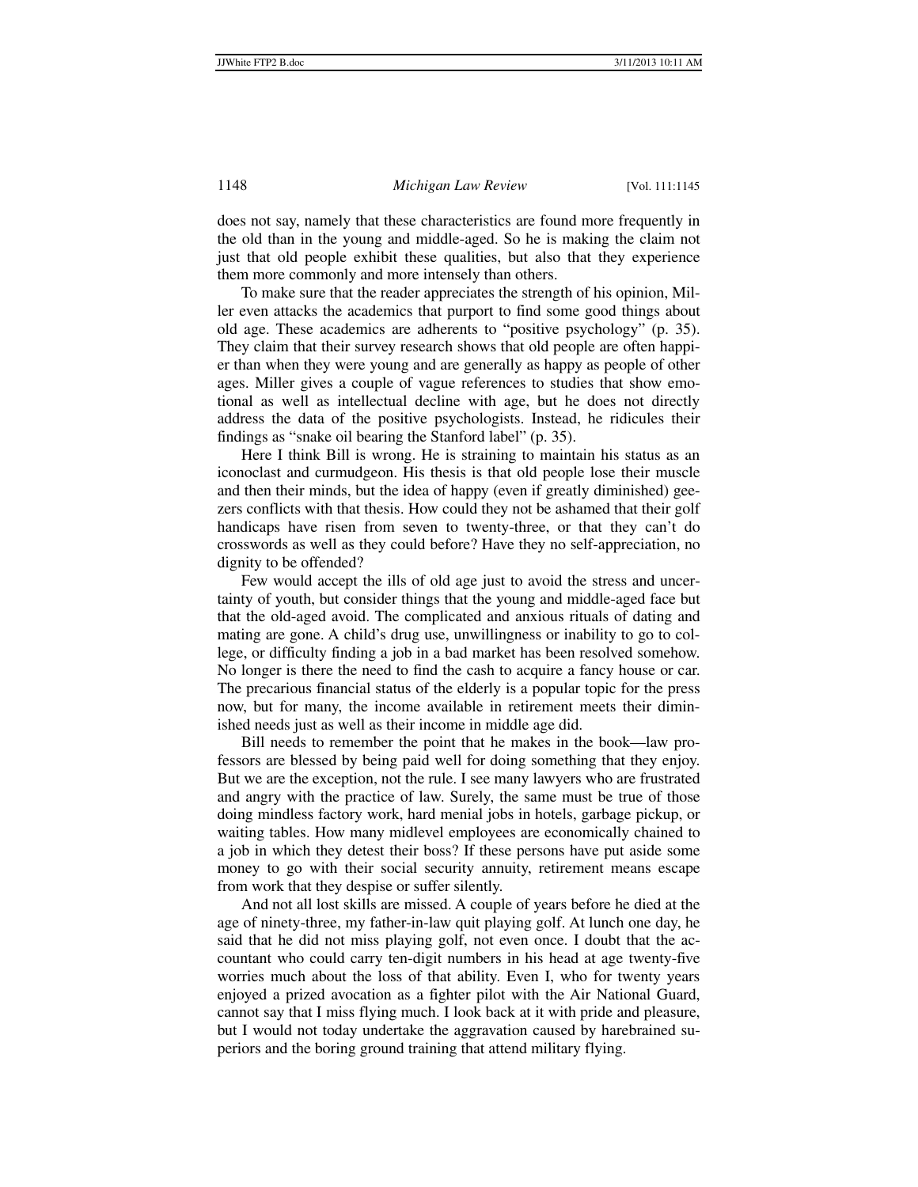does not say, namely that these characteristics are found more frequently in the old than in the young and middle-aged. So he is making the claim not just that old people exhibit these qualities, but also that they experience them more commonly and more intensely than others.

To make sure that the reader appreciates the strength of his opinion, Miller even attacks the academics that purport to find some good things about old age. These academics are adherents to "positive psychology" (p. 35). They claim that their survey research shows that old people are often happier than when they were young and are generally as happy as people of other ages. Miller gives a couple of vague references to studies that show emotional as well as intellectual decline with age, but he does not directly address the data of the positive psychologists. Instead, he ridicules their findings as "snake oil bearing the Stanford label" (p. 35).

Here I think Bill is wrong. He is straining to maintain his status as an iconoclast and curmudgeon. His thesis is that old people lose their muscle and then their minds, but the idea of happy (even if greatly diminished) geezers conflicts with that thesis. How could they not be ashamed that their golf handicaps have risen from seven to twenty-three, or that they can't do crosswords as well as they could before? Have they no self-appreciation, no dignity to be offended?

Few would accept the ills of old age just to avoid the stress and uncertainty of youth, but consider things that the young and middle-aged face but that the old-aged avoid. The complicated and anxious rituals of dating and mating are gone. A child's drug use, unwillingness or inability to go to college, or difficulty finding a job in a bad market has been resolved somehow. No longer is there the need to find the cash to acquire a fancy house or car. The precarious financial status of the elderly is a popular topic for the press now, but for many, the income available in retirement meets their diminished needs just as well as their income in middle age did.

Bill needs to remember the point that he makes in the book—law professors are blessed by being paid well for doing something that they enjoy. But we are the exception, not the rule. I see many lawyers who are frustrated and angry with the practice of law. Surely, the same must be true of those doing mindless factory work, hard menial jobs in hotels, garbage pickup, or waiting tables. How many midlevel employees are economically chained to a job in which they detest their boss? If these persons have put aside some money to go with their social security annuity, retirement means escape from work that they despise or suffer silently.

And not all lost skills are missed. A couple of years before he died at the age of ninety-three, my father-in-law quit playing golf. At lunch one day, he said that he did not miss playing golf, not even once. I doubt that the accountant who could carry ten-digit numbers in his head at age twenty-five worries much about the loss of that ability. Even I, who for twenty years enjoyed a prized avocation as a fighter pilot with the Air National Guard, cannot say that I miss flying much. I look back at it with pride and pleasure, but I would not today undertake the aggravation caused by harebrained superiors and the boring ground training that attend military flying.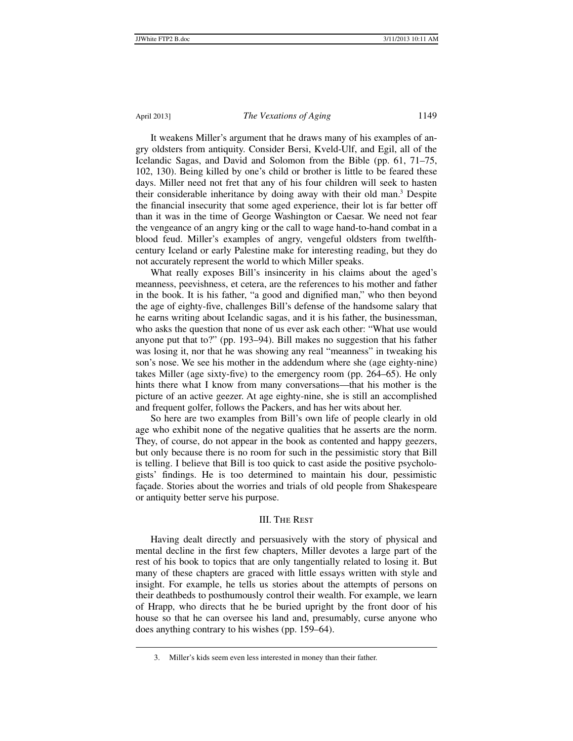It weakens Miller's argument that he draws many of his examples of angry oldsters from antiquity. Consider Bersi, Kveld-Ulf, and Egil, all of the Icelandic Sagas, and David and Solomon from the Bible (pp. 61, 71–75, 102, 130). Being killed by one's child or brother is little to be feared these days. Miller need not fret that any of his four children will seek to hasten their considerable inheritance by doing away with their old man.[3] Despite the financial insecurity that some aged experience, their lot is far better off than it was in the time of George Washington or Caesar. We need not fear the vengeance of an angry king or the call to wage hand-to-hand combat in a blood feud. Miller's examples of angry, vengeful oldsters from twelfth-century Iceland or early Palestine make for interesting reading, but they do not accurately represent the world to which Miller speaks.

What really exposes Bill's insincerity in his claims about the aged's meanness, peevishness, et cetera, are the references to his mother and father in the book. It is his father, "a good and dignified man," who then beyond the age of eighty-five, challenges Bill's defense of the handsome salary that he earns writing about Icelandic sagas, and it is his father, the businessman, who asks the question that none of us ever ask each other: "What use would anyone put that to?" (pp. 193–94). Bill makes no suggestion that his father was losing it, nor that he was showing any real "meanness" in tweaking his son's nose. We see his mother in the addendum where she (age eighty-nine) takes Miller (age sixty-five) to the emergency room (pp. 264–65). He only hints there what I know from many conversations—that his mother is the picture of an active geezer. At age eighty-nine, she is still an accomplished and frequent golfer, follows the Packers, and has her wits about her.

So here are two examples from Bill's own life of people clearly in old age who exhibit none of the negative qualities that he asserts are the norm. They, of course, do not appear in the book as contented and happy geezers, but only because there is no room for such in the pessimistic story that Bill is telling. I believe that Bill is too quick to cast aside the positive psychologists' findings. He is too determined to maintain his dour, pessimistic façade. Stories about the worries and trials of old people from Shakespeare or antiquity better serve his purpose.

## III. The Rest

Having dealt directly and persuasively with the story of physical and mental decline in the first few chapters, Miller devotes a large part of the rest of his book to topics that are only tangentially related to losing it. But many of these chapters are graced with little essays written with style and insight. For example, he tells us stories about the attempts of persons on their deathbeds to posthumously control their wealth. For example, we learn of Hrapp, who directs that he be buried upright by the front door of his house so that he can oversee his land and, presumably, curse anyone who does anything contrary to his wishes (pp. 159–64).

---

3. Miller's kids seem even less interested in money than their father.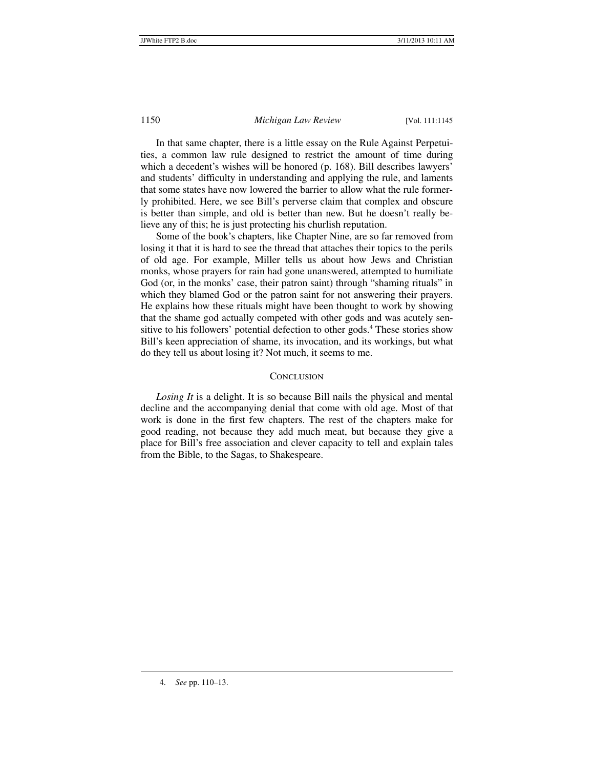In that same chapter, there is a little essay on the Rule Against Perpetuities, a common law rule designed to restrict the amount of time during which a decedent's wishes will be honored (p. 168). Bill describes lawyers' and students' difficulty in understanding and applying the rule, and laments that some states have now lowered the barrier to allow what the rule formerly prohibited. Here, we see Bill's perverse claim that complex and obscure is better than simple, and old is better than new. But he doesn't really believe any of this; he is just protecting his churlish reputation.

Some of the book's chapters, like Chapter Nine, are so far removed from losing it that it is hard to see the thread that attaches their topics to the perils of old age. For example, Miller tells us about how Jews and Christian monks, whose prayers for rain had gone unanswered, attempted to humiliate God (or, in the monks' case, their patron saint) through "shaming rituals" in which they blamed God or the patron saint for not answering their prayers. He explains how these rituals might have been thought to work by showing that the shame god actually competed with other gods and was acutely sensitive to his followers' potential defection to other gods.[4] These stories show Bill's keen appreciation of shame, its invocation, and its workings, but what do they tell us about losing it? Not much, it seems to me.

## Conclusion

*Losing It* is a delight. It is so because Bill nails the physical and mental decline and the accompanying denial that come with old age. Most of that work is done in the first few chapters. The rest of the chapters make for good reading, not because they add much meat, but because they give a place for Bill's free association and clever capacity to tell and explain tales from the Bible, to the Sagas, to Shakespeare.

---

4. *See* pp. 110–13.